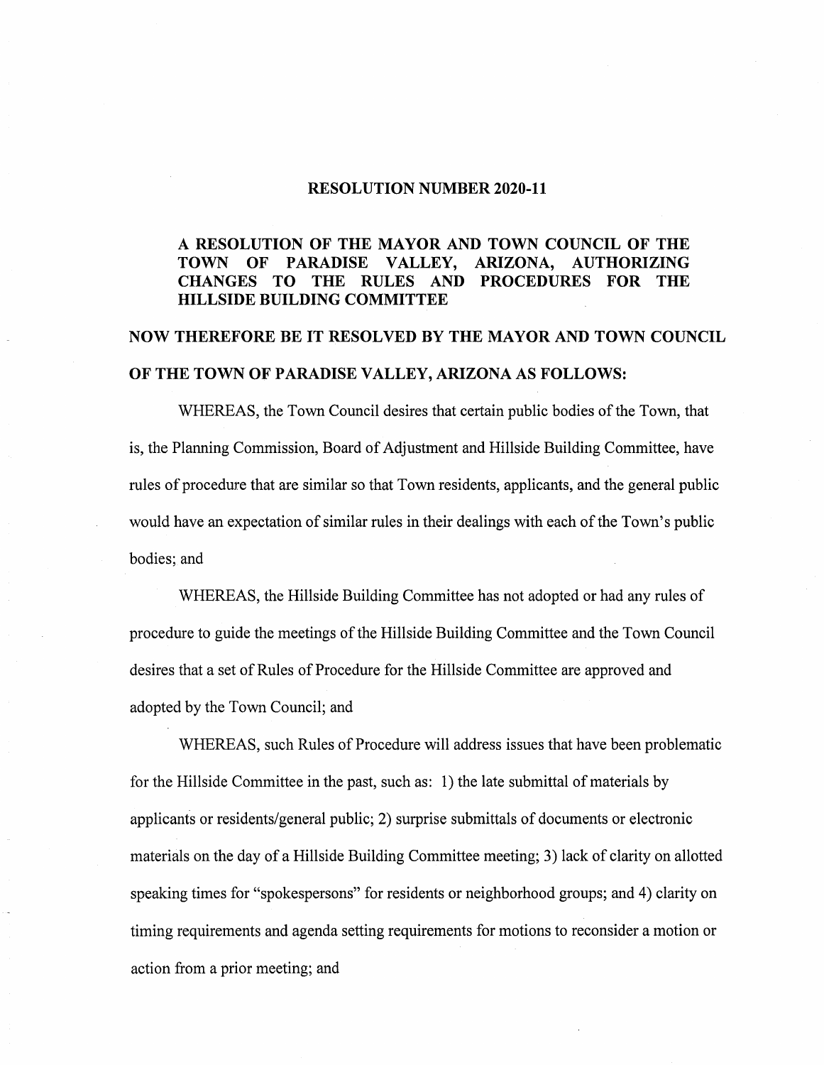# RESOLUTION NUMBER 2020-11

**A RESOLUTION OF THE MAYOR AND TOWN COUNCIL OF THE TOWN OF PARADISE VALLEY, ARIZONA, AUTHORIZING CHANGES TO THE RULES AND PROCEDURES FOR THE HILLSIDE BUILDING COMMITTEE**

**NOW THEREFORE BE IT RESOLVED BY THE MAYOR AND TOWN COUNCIL OF THE TOWN OF PARADISE VALLEY, ARIZONA AS FOLLOWS:**

WHEREAS, the Town Council desires that certain public bodies of the Town, that is, the Planning Commission, Board of Adjustment and Hillside Building Committee, have rules of procedure that are similar so that Town residents, applicants, and the general public would have an expectation of similar rules in their dealings with each of the Town's public bodies; and

WHEREAS, the Hillside Building Committee has not adopted or had any rules of procedure to guide the meetings of the Hillside Building Committee and the Town Council desires that a set of Rules of Procedure for the Hillside Committee are approved and adopted by the Town Council; and

WHEREAS, such Rules of Procedure will address issues that have been problematic for the Hillside Committee in the past, such as: 1) the late submittal of materials by applicants or residents/general public; 2) surprise submittals of documents or electronic materials on the day of a Hillside Building Committee meeting; 3) lack of clarity on allotted speaking times for "spokespersons" for residents or neighborhood groups; and 4) clarity on timing requirements and agenda setting requirements for motions to reconsider a motion or action from a prior meeting; and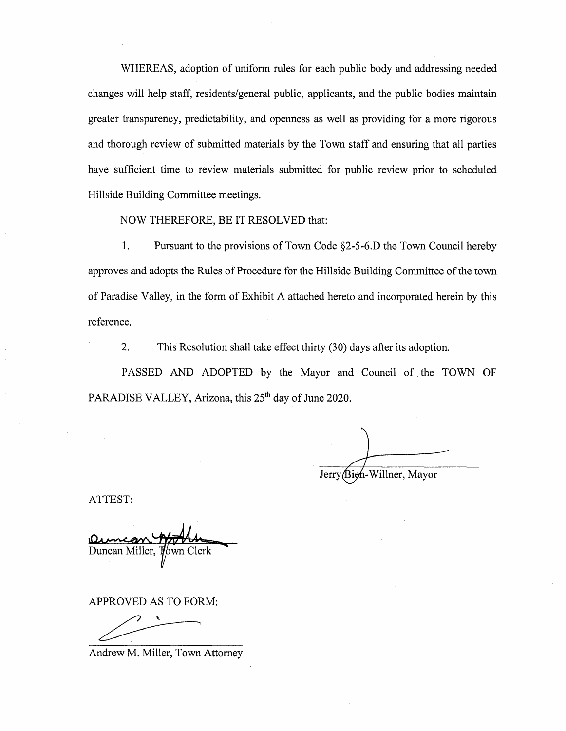WHEREAS, adoption of uniform rules for each public body and addressing needed changes will help staff, residents/general public, applicants, and the public bodies maintain greater transparency, predictability, and openness as well as providing for a more rigorous and thorough review of submitted materials by the Town staff and ensuring that all parties have sufficient time to review materials submitted for public review prior to scheduled Hillside Building Committee meetings.

NOW THEREFORE, BE IT RESOLVED that:

1. Pursuant to the provisions of Town Code §2-5-6.D the Town Council hereby approves and adopts the Rules of Procedure for the Hillside Building Committee of the town of Paradise Valley, in the form of Exhibit A attached hereto and incorporated herein by this reference.

2. This Resolution shall take effect thirty (30) days after its adoption.

PASSED AND ADOPTED by the Mayor and Council of the TOWN OF PARADISE VALLEY, Arizona, this 25th day of June 2020.

Jerry Bien-Willner, Mayor

ATTEST:

Duncan Miller, Town Clerk

APPROVED AS TO FORM:

Andrew M. Miller, Town Attorney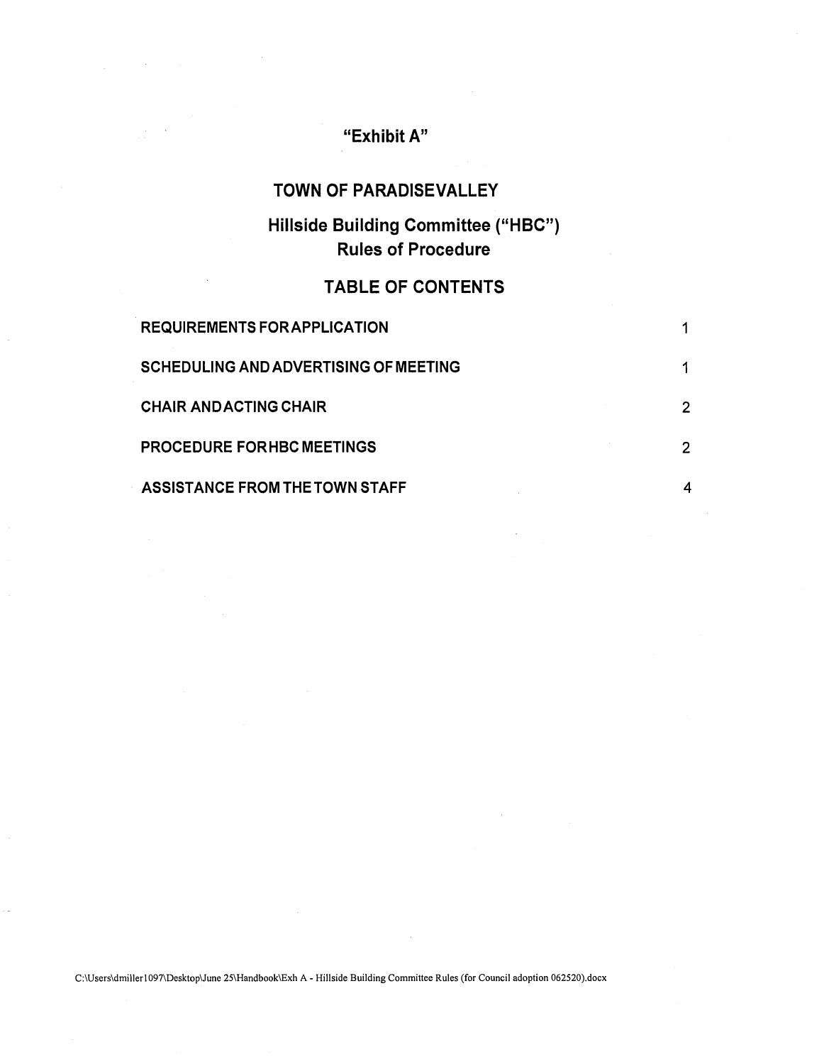**"Exhibit A"**

# TOWN OF PARADISEVALLEY

## Hillside Building Committee ("HBC")
## Rules of Procedure

## TABLE OF CONTENTS

| | |
|---|---|
| REQUIREMENTS FORAPPLICATION | 1 |
| SCHEDULING AND ADVERTISING OF MEETING | 1 |
| CHAIR ANDACTING CHAIR | 2 |
| PROCEDURE FORHBC MEETINGS | 2 |
| ASSISTANCE FROM THE TOWN STAFF | 4 |

C:\Users\dmiller1097\Desktop\June 25\Handbook\Exh A - Hillside Building Committee Rules (for Council adoption 062520).docx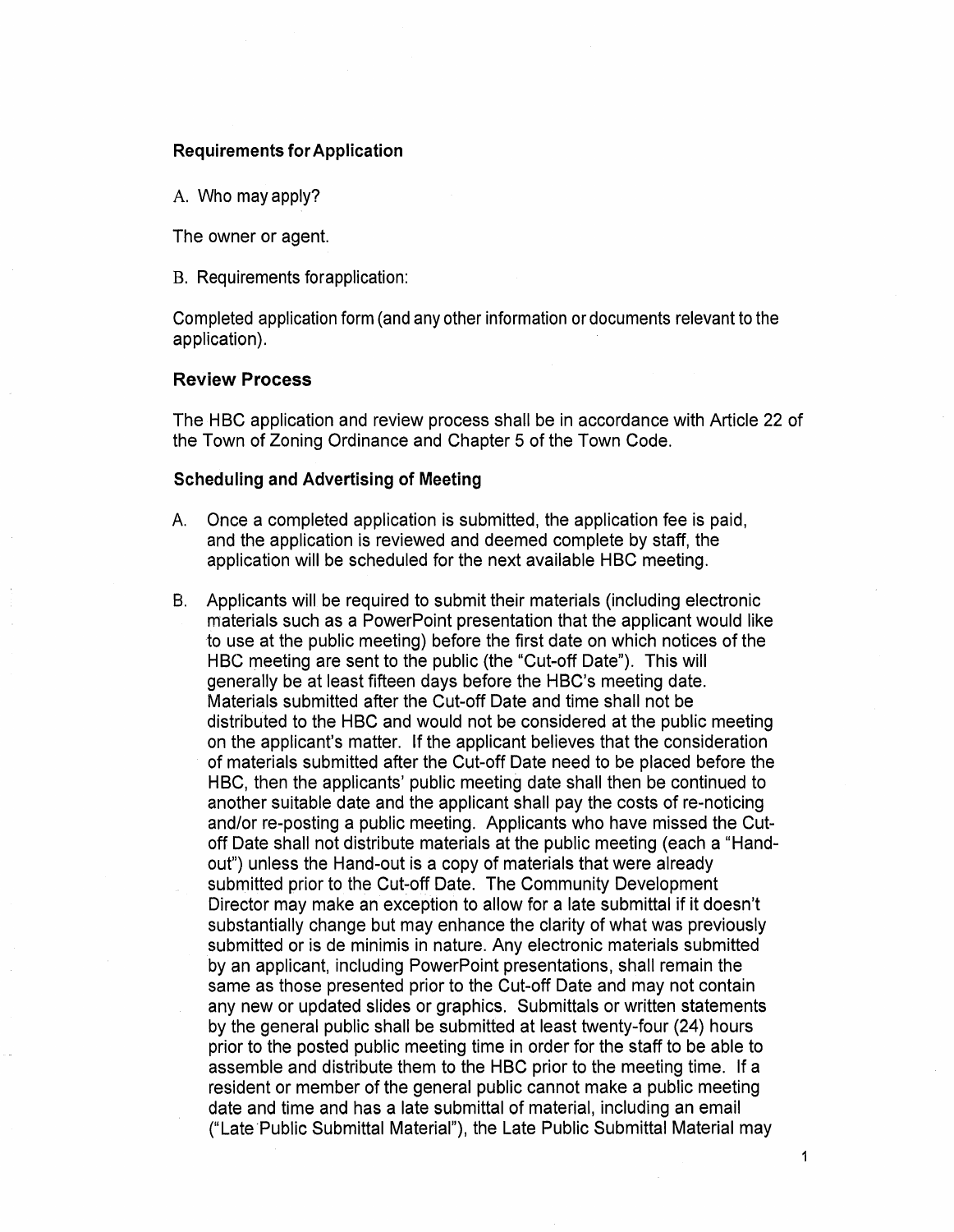### Requirements for Application

A. Who may apply?

The owner or agent.

B. Requirements forapplication:

Completed application form (and any other information or documents relevant to the application).

### Review Process

The HBC application and review process shall be in accordance with Article 22 of the Town of Zoning Ordinance and Chapter 5 of the Town Code.

### Scheduling and Advertising of Meeting

A. Once a completed application is submitted, the application fee is paid, and the application is reviewed and deemed complete by staff, the application will be scheduled for the next available HBC meeting.

B. Applicants will be required to submit their materials (including electronic materials such as a PowerPoint presentation that the applicant would like to use at the public meeting) before the first date on which notices of the HBC meeting are sent to the public (the "Cut-off Date"). This will generally be at least fifteen days before the HBC's meeting date. Materials submitted after the Cut-off Date and time shall not be distributed to the HBC and would not be considered at the public meeting on the applicant's matter. If the applicant believes that the consideration of materials submitted after the Cut-off Date need to be placed before the HBC, then the applicants' public meeting date shall then be continued to another suitable date and the applicant shall pay the costs of re-noticing and/or re-posting a public meeting. Applicants who have missed the Cut-off Date shall not distribute materials at the public meeting (each a "Hand-out") unless the Hand-out is a copy of materials that were already submitted prior to the Cut-off Date. The Community Development Director may make an exception to allow for a late submittal if it doesn't substantially change but may enhance the clarity of what was previously submitted or is de minimis in nature. Any electronic materials submitted by an applicant, including PowerPoint presentations, shall remain the same as those presented prior to the Cut-off Date and may not contain any new or updated slides or graphics. Submittals or written statements by the general public shall be submitted at least twenty-four (24) hours prior to the posted public meeting time in order for the staff to be able to assemble and distribute them to the HBC prior to the meeting time. If a resident or member of the general public cannot make a public meeting date and time and has a late submittal of material, including an email ("Late Public Submittal Material"), the Late Public Submittal Material may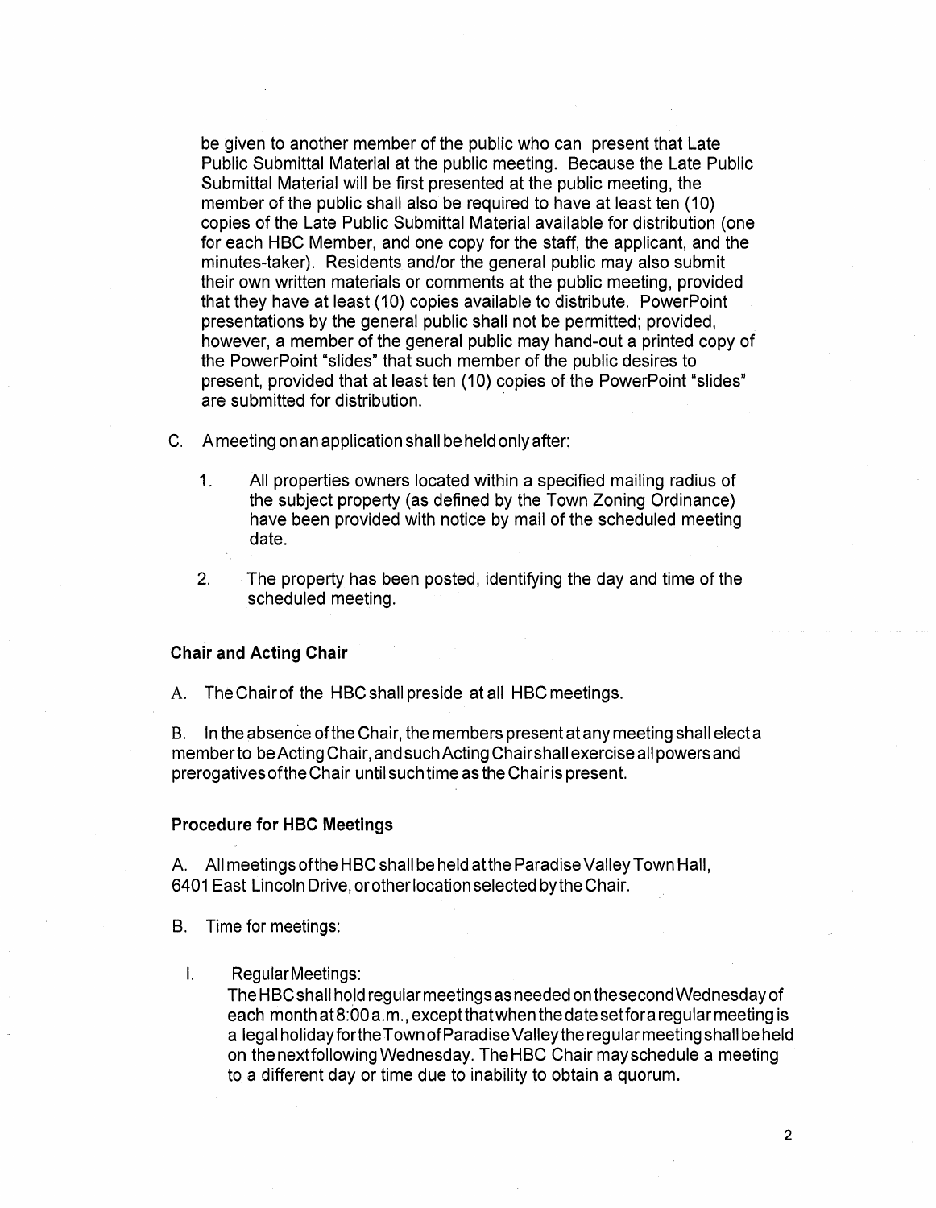be given to another member of the public who can present that Late Public Submittal Material at the public meeting. Because the Late Public Submittal Material will be first presented at the public meeting, the member of the public shall also be required to have at least ten (10) copies of the Late Public Submittal Material available for distribution (one for each HBC Member, and one copy for the staff, the applicant, and the minutes-taker). Residents and/or the general public may also submit their own written materials or comments at the public meeting, provided that they have at least (10) copies available to distribute. PowerPoint presentations by the general public shall not be permitted; provided, however, a member of the general public may hand-out a printed copy of the PowerPoint "slides" that such member of the public desires to present, provided that at least ten (10) copies of the PowerPoint "slides" are submitted for distribution.

C. A meeting on an application shall be held only after:

   1. All properties owners located within a specified mailing radius of the subject property (as defined by the Town Zoning Ordinance) have been provided with notice by mail of the scheduled meeting date.

   2. The property has been posted, identifying the day and time of the scheduled meeting.

**Chair and Acting Chair**

A. The Chair of the HBC shall preside at all HBC meetings.

B. In the absence of the Chair, the members present at any meeting shall elect a member to be Acting Chair, and such Acting Chair shall exercise all powers and prerogatives of the Chair until such time as the Chair is present.

**Procedure for HBC Meetings**

A. All meetings of the HBC shall be held at the Paradise Valley Town Hall, 6401 East Lincoln Drive, or other location selected by the Chair.

B. Time for meetings:

   I. Regular Meetings:
   The HBC shall hold regular meetings as needed on the second Wednesday of each month at 8:00 a.m., except that when the date set for a regular meeting is a legal holiday for the Town of Paradise Valley the regular meeting shall be held on the next following Wednesday. The HBC Chair may schedule a meeting to a different day or time due to inability to obtain a quorum.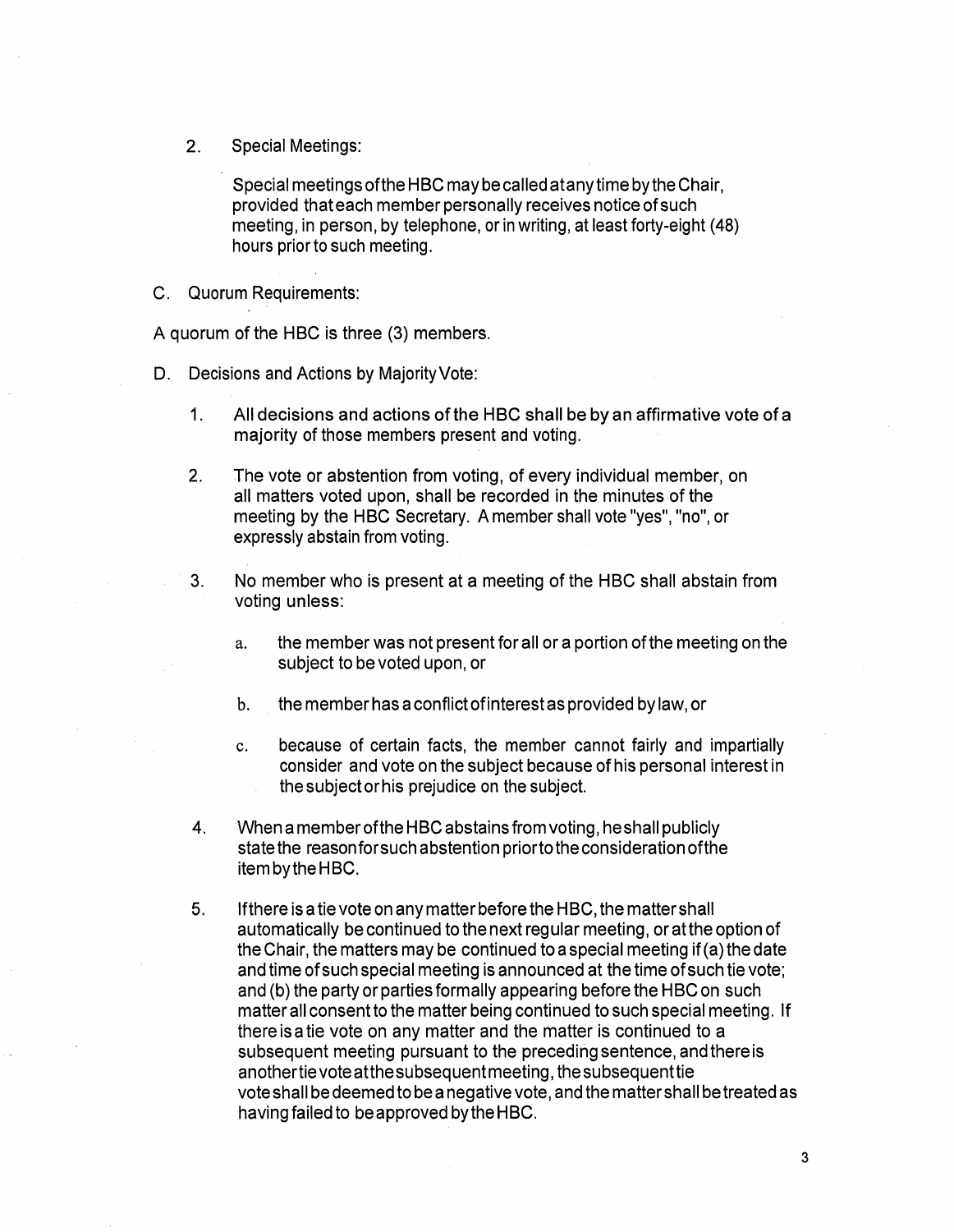2. Special Meetings:

   Special meetings of the HBC may be called at any time by the Chair, provided that each member personally receives notice of such meeting, in person, by telephone, or in writing, at least forty-eight (48) hours prior to such meeting.

C. Quorum Requirements:

A quorum of the HBC is three (3) members.

D. Decisions and Actions by Majority Vote:

1. All decisions and actions of the HBC shall be by an affirmative vote of a majority of those members present and voting.

2. The vote or abstention from voting, of every individual member, on all matters voted upon, shall be recorded in the minutes of the meeting by the HBC Secretary. A member shall vote "yes", "no", or expressly abstain from voting.

3. No member who is present at a meeting of the HBC shall abstain from voting unless:

   a. the member was not present for all or a portion of the meeting on the subject to be voted upon, or

   b. the member has a conflict of interest as provided by law, or

   c. because of certain facts, the member cannot fairly and impartially consider and vote on the subject because of his personal interest in the subject or his prejudice on the subject.

4. When a member of the HBC abstains from voting, he shall publicly state the reason for such abstention prior to the consideration of the item by the HBC.

5. If there is a tie vote on any matter before the HBC, the matter shall automatically be continued to the next regular meeting, or at the option of the Chair, the matters may be continued to a special meeting if (a) the date and time of such special meeting is announced at the time of such tie vote; and (b) the party or parties formally appearing before the HBC on such matter all consent to the matter being continued to such special meeting. If there is a tie vote on any matter and the matter is continued to a subsequent meeting pursuant to the preceding sentence, and there is another tie vote at the subsequent meeting, the subsequent tie vote shall be deemed to be a negative vote, and the matter shall be treated as having failed to be approved by the HBC.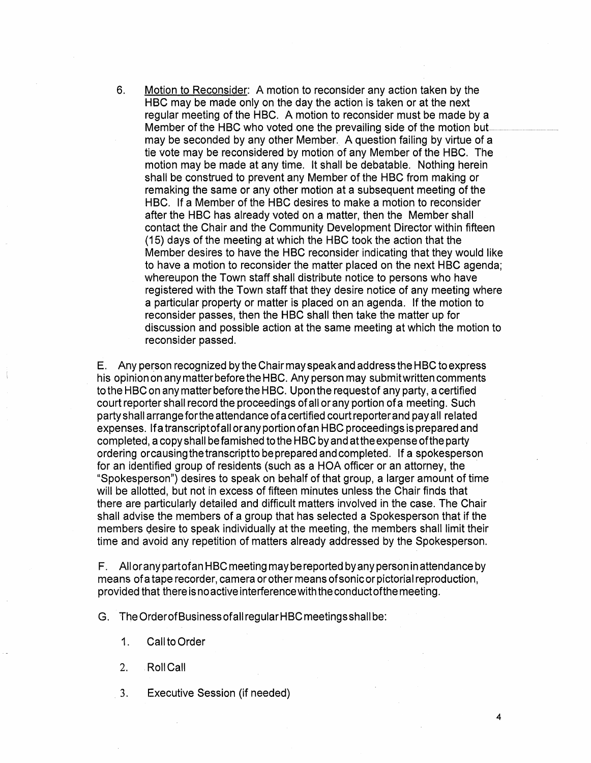6. <u>Motion to Reconsider</u>: A motion to reconsider any action taken by the HBC may be made only on the day the action is taken or at the next regular meeting of the HBC. A motion to reconsider must be made by a Member of the HBC who voted one the prevailing side of the motion but may be seconded by any other Member. A question failing by virtue of a tie vote may be reconsidered by motion of any Member of the HBC. The motion may be made at any time. It shall be debatable. Nothing herein shall be construed to prevent any Member of the HBC from making or remaking the same or any other motion at a subsequent meeting of the HBC. If a Member of the HBC desires to make a motion to reconsider after the HBC has already voted on a matter, then the Member shall contact the Chair and the Community Development Director within fifteen (15) days of the meeting at which the HBC took the action that the Member desires to have the HBC reconsider indicating that they would like to have a motion to reconsider the matter placed on the next HBC agenda; whereupon the Town staff shall distribute notice to persons who have registered with the Town staff that they desire notice of any meeting where a particular property or matter is placed on an agenda. If the motion to reconsider passes, then the HBC shall then take the matter up for discussion and possible action at the same meeting at which the motion to reconsider passed.

E. Any person recognized by the Chair may speak and address the HBC to express his opinion on any matter before the HBC. Any person may submit written comments to the HBC on any matter before the HBC. Upon the request of any party, a certified court reporter shall record the proceedings of all or any portion of a meeting. Such party shall arrange for the attendance of a certified court reporter and pay all related expenses. If a transcript of all or any portion of an HBC proceedings is prepared and completed, a copy shall be famished to the HBC by and at the expense of the party ordering or causing the transcript to be prepared and completed. If a spokesperson for an identified group of residents (such as a HOA officer or an attorney, the "Spokesperson") desires to speak on behalf of that group, a larger amount of time will be allotted, but not in excess of fifteen minutes unless the Chair finds that there are particularly detailed and difficult matters involved in the case. The Chair shall advise the members of a group that has selected a Spokesperson that if the members desire to speak individually at the meeting, the members shall limit their time and avoid any repetition of matters already addressed by the Spokesperson.

F. All or any part of an HBC meeting may be reported by any person in attendance by means of a tape recorder, camera or other means of sonic or pictorial reproduction, provided that there is no active interference with the conduct of the meeting.

G. The Order of Business of all regular HBC meetings shall be:

1. Call to Order
2. Roll Call
3. Executive Session (if needed)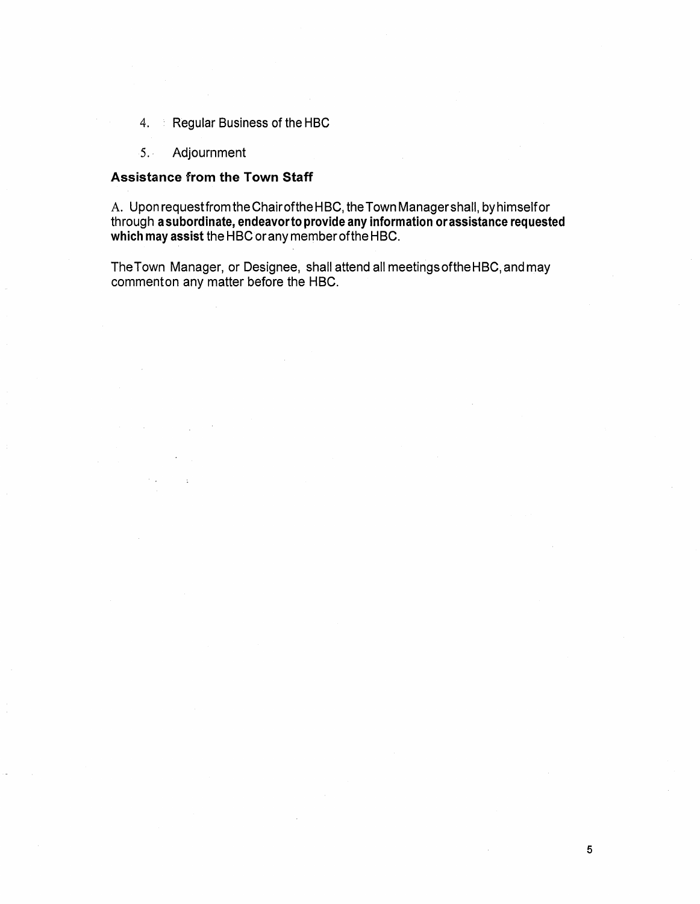4. Regular Business of the HBC

5. Adjournment

### Assistance from the Town Staff

A. Upon request from the Chair of the HBC, the Town Manager shall, by himself or through **a subordinate, endeavor to provide any information or assistance requested which may assist** the HBC or any member of the HBC.

The Town Manager, or Designee, shall attend all meetings of the HBC, and may comment on any matter before the HBC.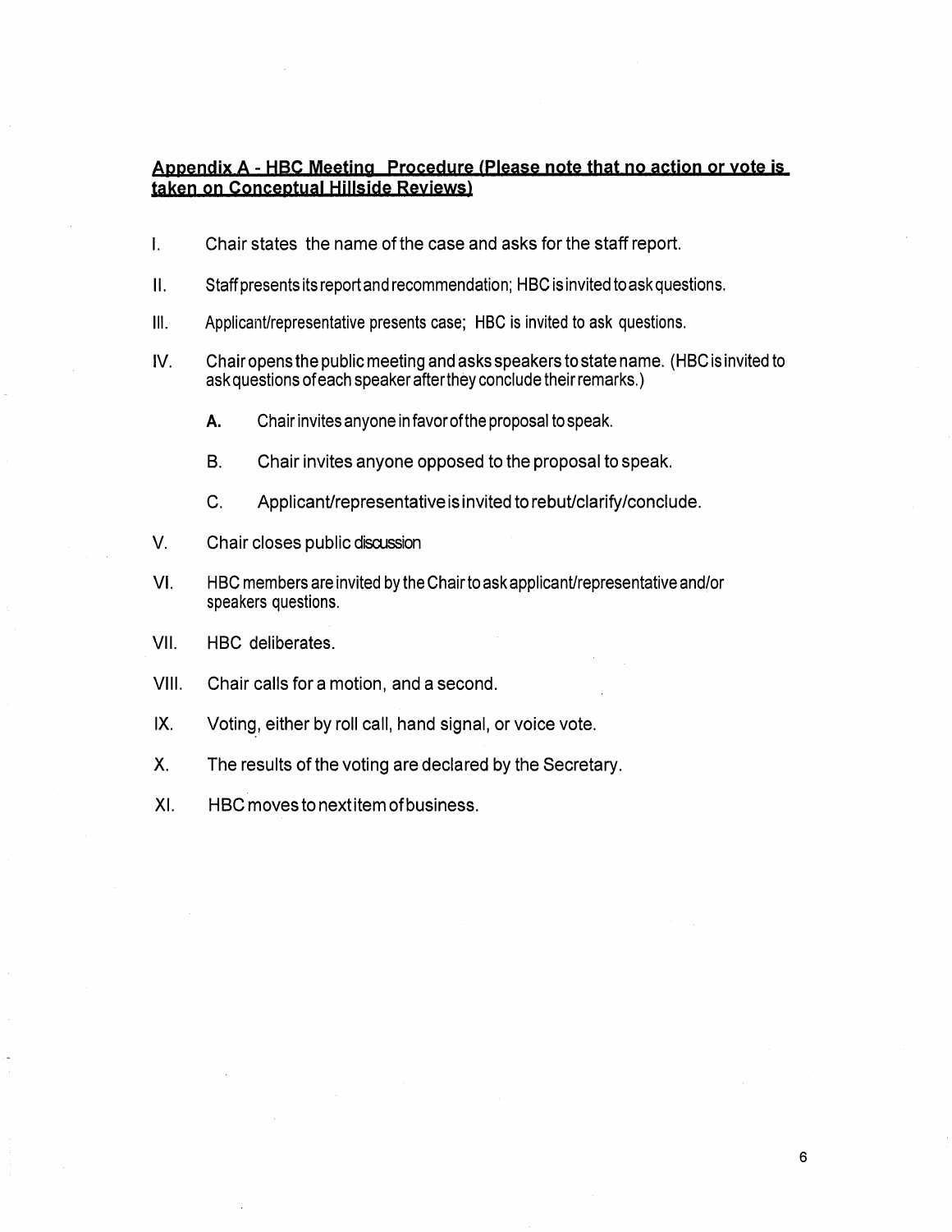## Appendix A - HBC Meeting Procedure (Please note that no action or vote is taken on Conceptual Hillside Reviews)

I. Chair states the name of the case and asks for the staff report.

II. Staff presents its report and recommendation; HBC is invited to ask questions.

III. Applicant/representative presents case; HBC is invited to ask questions.

IV. Chair opens the public meeting and asks speakers to state name. (HBC is invited to ask questions of each speaker after they conclude their remarks.)

   A. Chair invites anyone in favor of the proposal to speak.

   B. Chair invites anyone opposed to the proposal to speak.

   C. Applicant/representative is invited to rebut/clarify/conclude.

V. Chair closes public discussion

VI. HBC members are invited by the Chair to ask applicant/representative and/or speakers questions.

VII. HBC deliberates.

VIII. Chair calls for a motion, and a second.

IX. Voting, either by roll call, hand signal, or voice vote.

X. The results of the voting are declared by the Secretary.

XI. HBC moves to next item of business.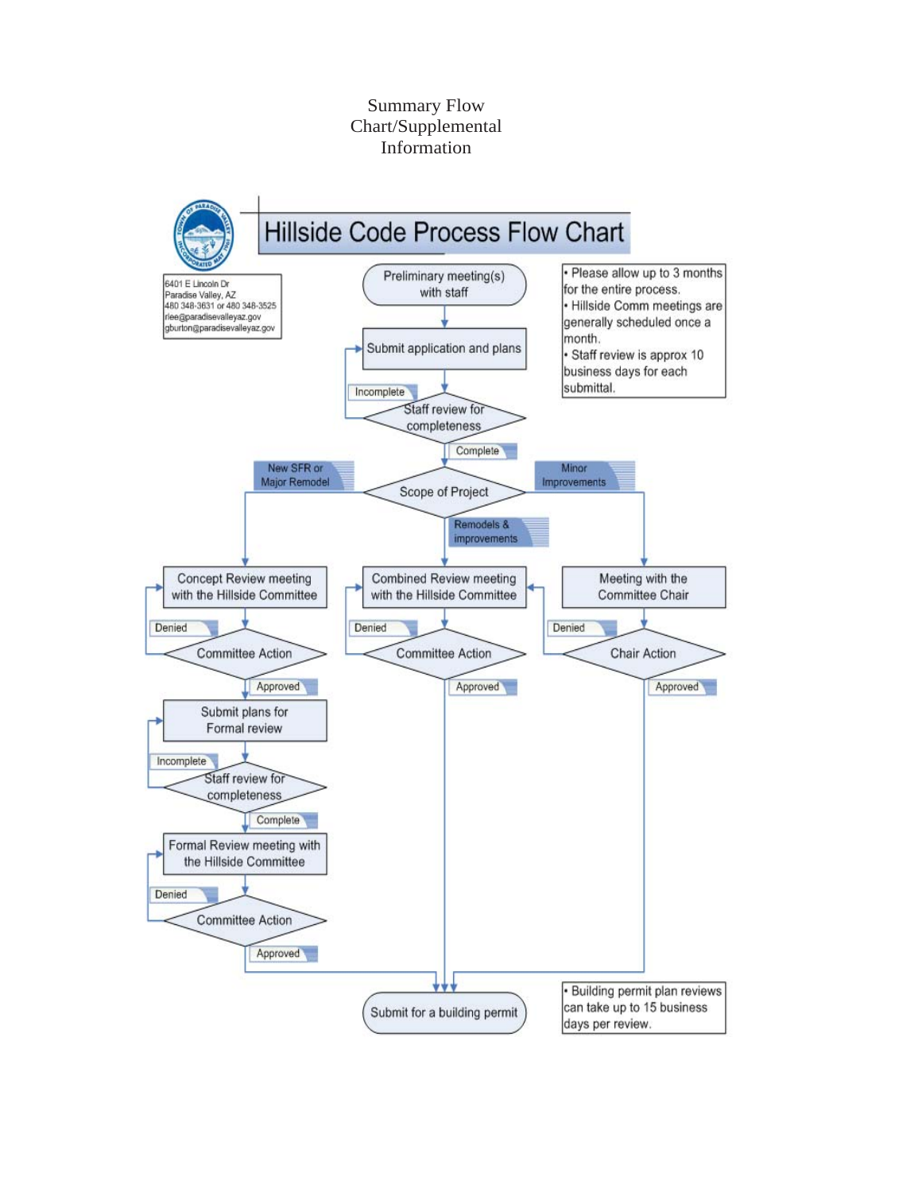Summary Flow Chart/Supplemental Information

# Hillside Code Process Flow Chart

6401 E Lincoln Dr
Paradise Valley, AZ
480 348-3631 or 480 348-3525
rlee@paradisevalleyaz.gov
gburton@paradisevalleyaz.gov

- Please allow up to 3 months for the entire process.
- Hillside Comm meetings are generally scheduled once a month.
- Staff review is approx 10 business days for each submittal.

Preliminary meeting(s) with staff

Submit application and plans

Incomplete

Staff review for completeness

Complete

Scope of Project

New SFR or Major Remodel

Remodels & improvements

Minor Improvements

Concept Review meeting with the Hillside Committee

Denied

Committee Action

Approved

Submit plans for Formal review

Incomplete

Staff review for completeness

Complete

Formal Review meeting with the Hillside Committee

Denied

Committee Action

Approved

Combined Review meeting with the Hillside Committee

Denied

Committee Action

Approved

Meeting with the Committee Chair

Denied

Chair Action

Approved

Submit for a building permit

- Building permit plan reviews can take up to 15 business days per review.